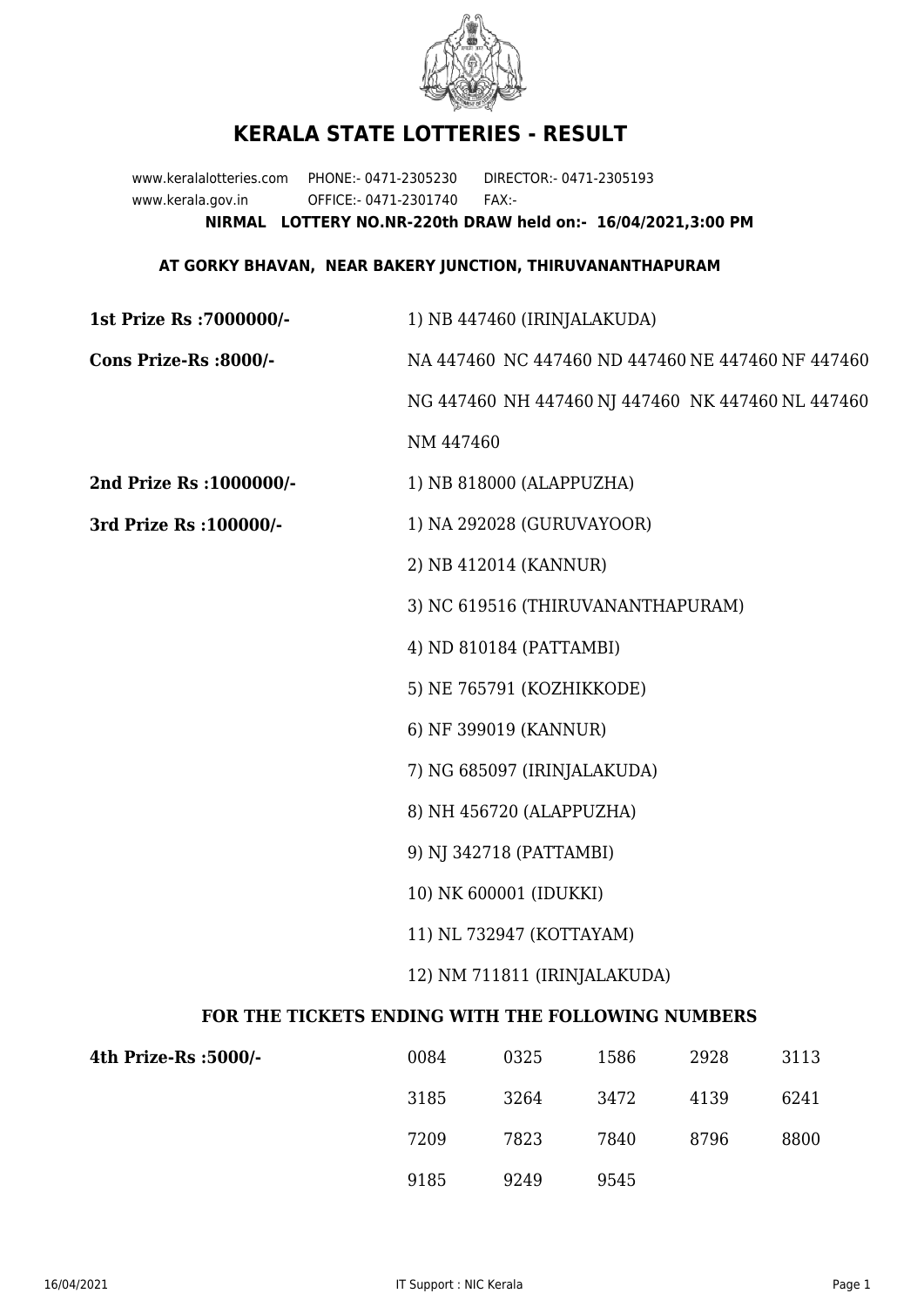# KERALA STATE LOTTERIES - RESULT

www.keralalotteries.com PHONE:- 0471-2305230 DIRECTOR:- 0471-2305193
www.kerala.gov.in OFFICE:- 0471-2301740 FAX:-

**NIRMAL LOTTERY NO.NR-220th DRAW held on:- 16/04/2021,3:00 PM**

**AT GORKY BHAVAN, NEAR BAKERY JUNCTION, THIRUVANANTHAPURAM**

**1st Prize Rs :7000000/-** 1) NB 447460 (IRINJALAKUDA)

**Cons Prize-Rs :8000/-** NA 447460 NC 447460 ND 447460 NE 447460 NF 447460 NG 447460 NH 447460 NJ 447460 NK 447460 NL 447460 NM 447460

**2nd Prize Rs :1000000/-** 1) NB 818000 (ALAPPUZHA)

**3rd Prize Rs :100000/-**

1) NA 292028 (GURUVAYOOR)
2) NB 412014 (KANNUR)
3) NC 619516 (THIRUVANANTHAPURAM)
4) ND 810184 (PATTAMBI)
5) NE 765791 (KOZHIKKODE)
6) NF 399019 (KANNUR)
7) NG 685097 (IRINJALAKUDA)
8) NH 456720 (ALAPPUZHA)
9) NJ 342718 (PATTAMBI)
10) NK 600001 (IDUKKI)
11) NL 732947 (KOTTAYAM)
12) NM 711811 (IRINJALAKUDA)

**FOR THE TICKETS ENDING WITH THE FOLLOWING NUMBERS**

**4th Prize-Rs :5000/-**

| | | | | |
|---|---|---|---|---|
| 0084 | 0325 | 1586 | 2928 | 3113 |
| 3185 | 3264 | 3472 | 4139 | 6241 |
| 7209 | 7823 | 7840 | 8796 | 8800 |
| 9185 | 9249 | 9545 | | |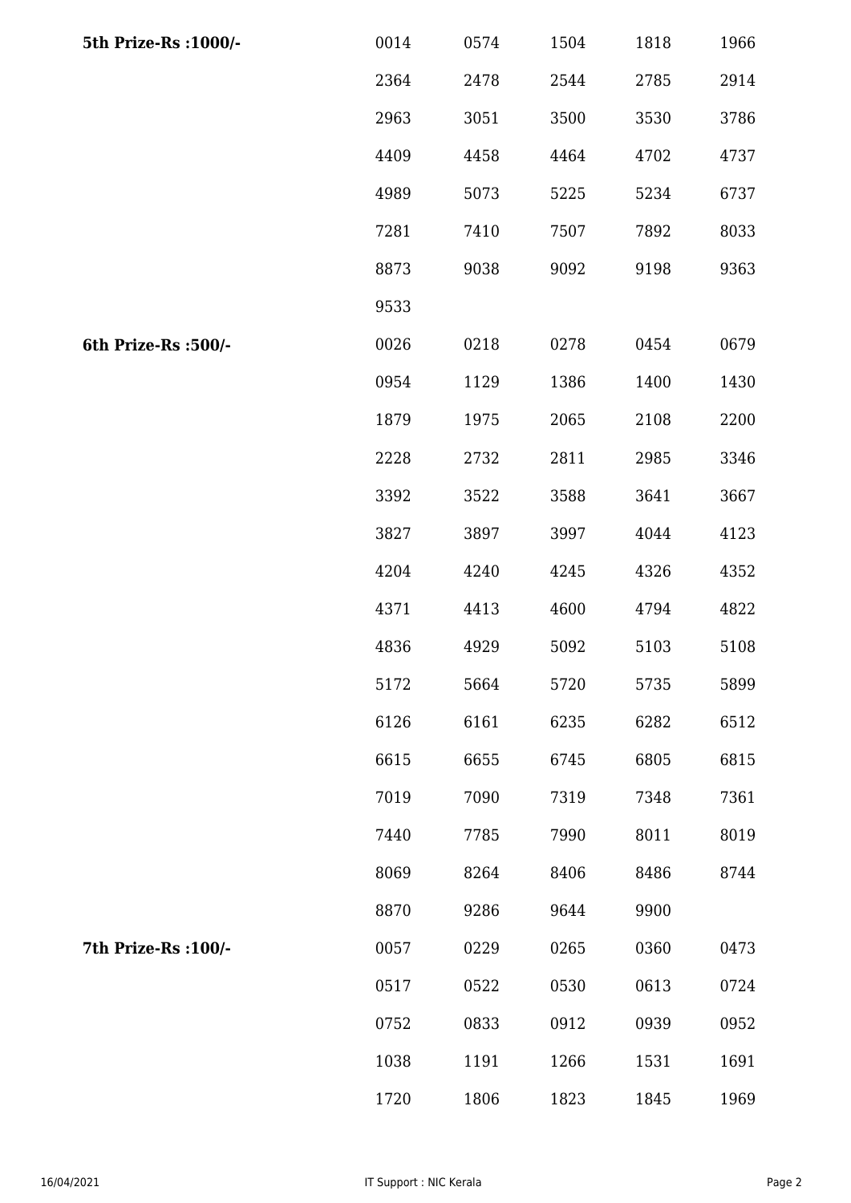| | | | | | |
|---|---|---|---|---|---|
| **5th Prize-Rs :1000/-** | 0014 | 0574 | 1504 | 1818 | 1966 |
| | 2364 | 2478 | 2544 | 2785 | 2914 |
| | 2963 | 3051 | 3500 | 3530 | 3786 |
| | 4409 | 4458 | 4464 | 4702 | 4737 |
| | 4989 | 5073 | 5225 | 5234 | 6737 |
| | 7281 | 7410 | 7507 | 7892 | 8033 |
| | 8873 | 9038 | 9092 | 9198 | 9363 |
| | 9533 | | | | |
| **6th Prize-Rs :500/-** | 0026 | 0218 | 0278 | 0454 | 0679 |
| | 0954 | 1129 | 1386 | 1400 | 1430 |
| | 1879 | 1975 | 2065 | 2108 | 2200 |
| | 2228 | 2732 | 2811 | 2985 | 3346 |
| | 3392 | 3522 | 3588 | 3641 | 3667 |
| | 3827 | 3897 | 3997 | 4044 | 4123 |
| | 4204 | 4240 | 4245 | 4326 | 4352 |
| | 4371 | 4413 | 4600 | 4794 | 4822 |
| | 4836 | 4929 | 5092 | 5103 | 5108 |
| | 5172 | 5664 | 5720 | 5735 | 5899 |
| | 6126 | 6161 | 6235 | 6282 | 6512 |
| | 6615 | 6655 | 6745 | 6805 | 6815 |
| | 7019 | 7090 | 7319 | 7348 | 7361 |
| | 7440 | 7785 | 7990 | 8011 | 8019 |
| | 8069 | 8264 | 8406 | 8486 | 8744 |
| | 8870 | 9286 | 9644 | 9900 | |
| **7th Prize-Rs :100/-** | 0057 | 0229 | 0265 | 0360 | 0473 |
| | 0517 | 0522 | 0530 | 0613 | 0724 |
| | 0752 | 0833 | 0912 | 0939 | 0952 |
| | 1038 | 1191 | 1266 | 1531 | 1691 |
| | 1720 | 1806 | 1823 | 1845 | 1969 |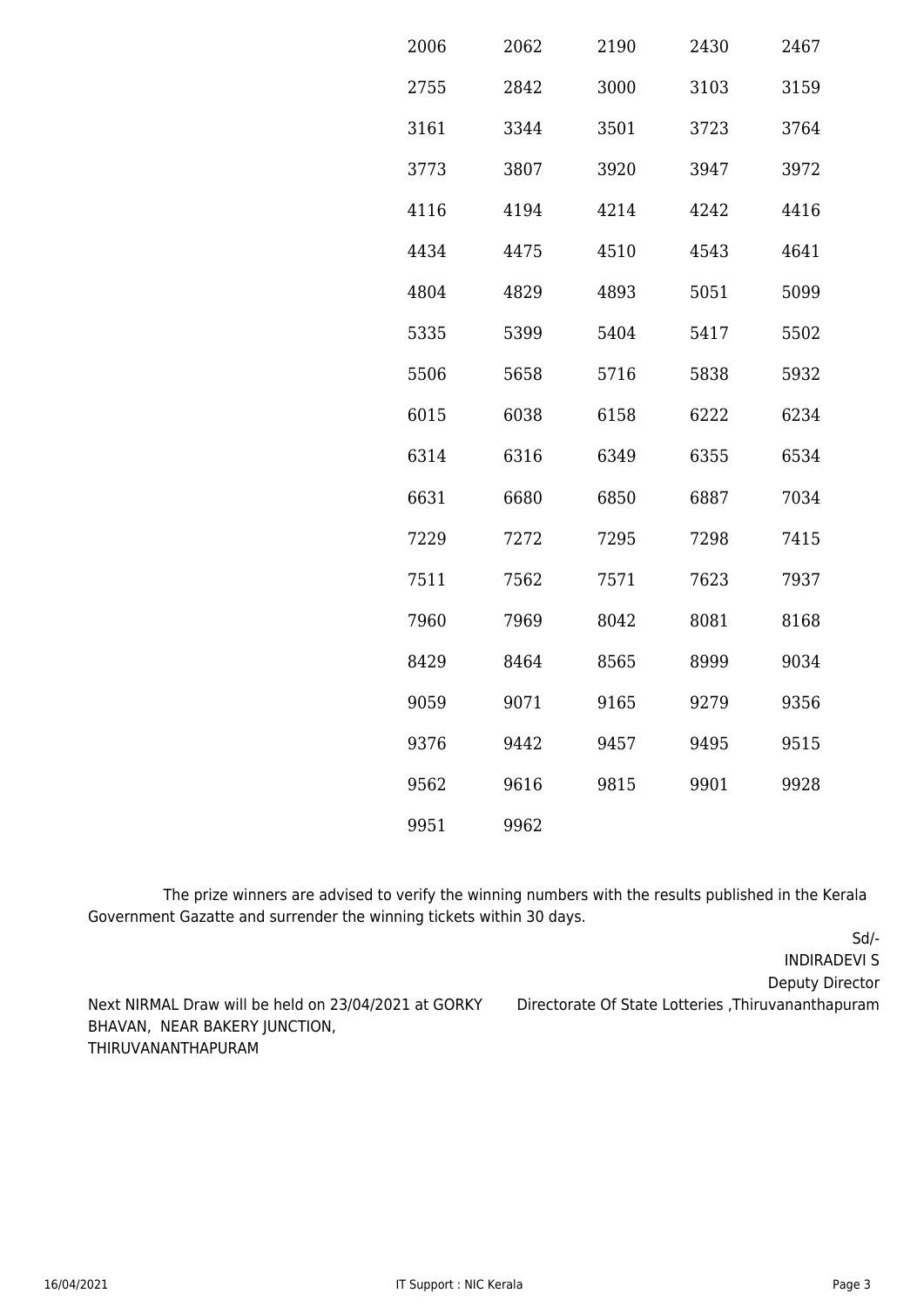| | | | | |
|---|---|---|---|---|
| 2006 | 2062 | 2190 | 2430 | 2467 |
| 2755 | 2842 | 3000 | 3103 | 3159 |
| 3161 | 3344 | 3501 | 3723 | 3764 |
| 3773 | 3807 | 3920 | 3947 | 3972 |
| 4116 | 4194 | 4214 | 4242 | 4416 |
| 4434 | 4475 | 4510 | 4543 | 4641 |
| 4804 | 4829 | 4893 | 5051 | 5099 |
| 5335 | 5399 | 5404 | 5417 | 5502 |
| 5506 | 5658 | 5716 | 5838 | 5932 |
| 6015 | 6038 | 6158 | 6222 | 6234 |
| 6314 | 6316 | 6349 | 6355 | 6534 |
| 6631 | 6680 | 6850 | 6887 | 7034 |
| 7229 | 7272 | 7295 | 7298 | 7415 |
| 7511 | 7562 | 7571 | 7623 | 7937 |
| 7960 | 7969 | 8042 | 8081 | 8168 |
| 8429 | 8464 | 8565 | 8999 | 9034 |
| 9059 | 9071 | 9165 | 9279 | 9356 |
| 9376 | 9442 | 9457 | 9495 | 9515 |
| 9562 | 9616 | 9815 | 9901 | 9928 |
| 9951 | 9962 | | | |

The prize winners are advised to verify the winning numbers with the results published in the Kerala Government Gazatte and surrender the winning tickets within 30 days.

Sd/-
INDIRADEVI S
Deputy Director
Directorate Of State Lotteries ,Thiruvananthapuram

Next NIRMAL Draw will be held on 23/04/2021 at GORKY BHAVAN, NEAR BAKERY JUNCTION, THIRUVANANTHAPURAM